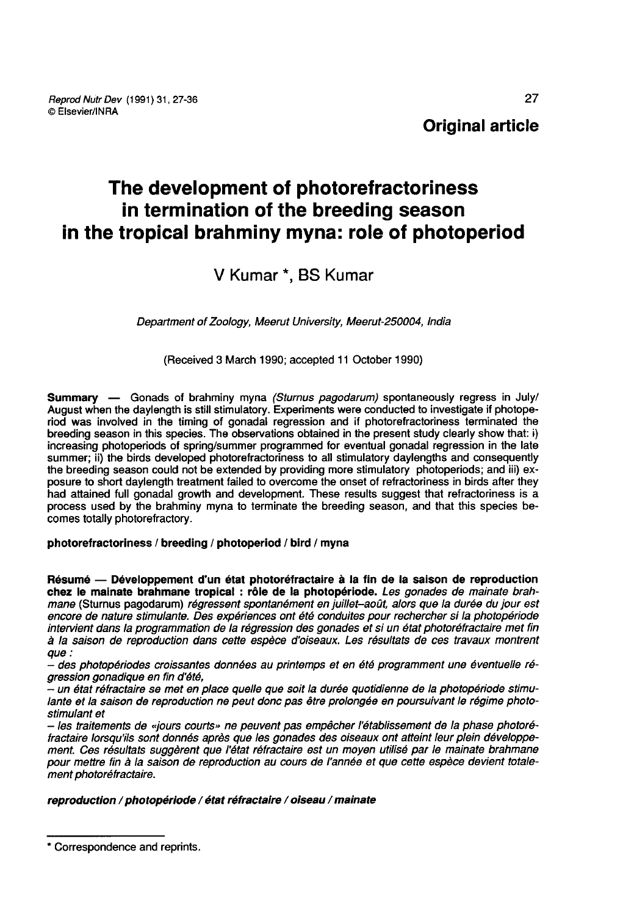Original article

# The development of photorefractoriness in termination of the breeding season in the tropical brahminy myna: role of photoperiod

V Kumar *, BS Kumar

*Department of Zoology, Meerut University, Meerut-250004, India*

(Received 3 March 1990; accepted 11 October 1990)

**Summary** — Gonads of brahminy myna *(Sturnus pagodarum)* spontaneously regress in July/August when the daylength is still stimulatory. Experiments were conducted to investigate if photoperiod was involved in the timing of gonadal regression and if photorefractoriness terminated the breeding season in this species. The observations obtained in the present study clearly show that: i) increasing photoperiods of spring/summer programmed for eventual gonadal regression in the late summer; ii) the birds developed photorefractoriness to all stimulatory daylengths and consequently the breeding season could not be extended by providing more stimulatory photoperiods; and iii) exposure to short daylength treatment failed to overcome the onset of refractoriness in birds after they had attained full gonadal growth and development. These results suggest that refractoriness is a process used by the brahminy myna to terminate the breeding season, and that this species becomes totally photorefractory.

**photorefractoriness / breeding / photoperiod / bird / myna**

**Résumé — Développement d'un état photoréfractaire à la fin de la saison de reproduction chez le mainate brahmane tropical : rôle de la photopériode.** *Les gonades de mainate brahmane* (Sturnus pagodarum) *régressent spontanément en juillet–août, alors que la durée du jour est encore de nature stimulante. Des expériences ont été conduites pour rechercher si la photopériode intervient dans la programmation de la régression des gonades et si un état photoréfractaire met fin à la saison de reproduction dans cette espèce d'oiseaux. Les résultats de ces travaux montrent que :*

*– des photopériodes croissantes données au printemps et en été programment une éventuelle régression gonadique en fin d'été,*

*– un état réfractaire se met en place quelle que soit la durée quotidienne de la photopériode stimulante et la saison de reproduction ne peut donc pas être prolongée en poursuivant le régime photostimulant et*

*– les traitements de «jours courts» ne peuvent pas empêcher l'établissement de la phase photoréfractaire lorsqu'ils sont donnés après que les gonades des oiseaux ont atteint leur plein développement. Ces résultats suggèrent que l'état réfractaire est un moyen utilisé par le mainate brahmane pour mettre fin à la saison de reproduction au cours de l'année et que cette espèce devient totalement photoréfractaire.*

***reproduction / photopériode / état réfractaire / oiseau / mainate***

* Correspondence and reprints.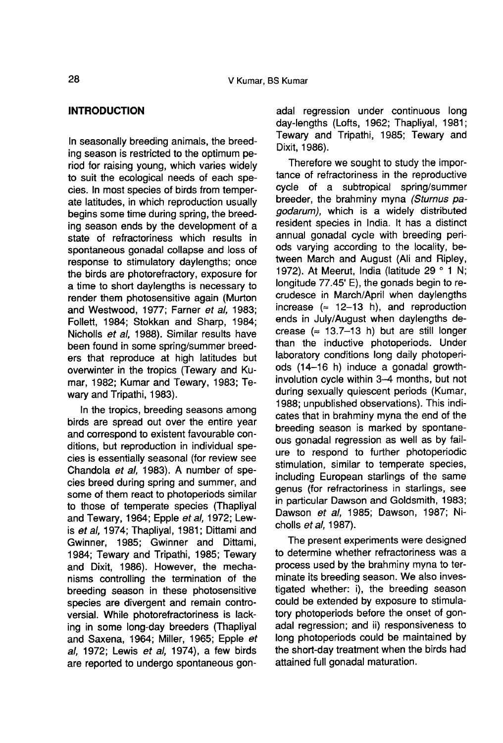## INTRODUCTION

In seasonally breeding animals, the breeding season is restricted to the optimum period for raising young, which varies widely to suit the ecological needs of each species. In most species of birds from temperate latitudes, in which reproduction usually begins some time during spring, the breeding season ends by the development of a state of refractoriness which results in spontaneous gonadal collapse and loss of response to stimulatory daylengths; once the birds are photorefractory, exposure for a time to short daylengths is necessary to render them photosensitive again (Murton and Westwood, 1977; Farner *et al*, 1983; Follett, 1984; Stokkan and Sharp, 1984; Nicholls *et al*, 1988). Similar results have been found in some spring/summer breeders that reproduce at high latitudes but overwinter in the tropics (Tewary and Kumar, 1982; Kumar and Tewary, 1983; Tewary and Tripathi, 1983).

In the tropics, breeding seasons among birds are spread out over the entire year and correspond to existent favourable conditions, but reproduction in individual species is essentially seasonal (for review see Chandola *et al*, 1983). A number of species breed during spring and summer, and some of them react to photoperiods similar to those of temperate species (Thapliyal and Tewary, 1964; Epple *et al*, 1972; Lewis *et al*, 1974; Thapliyal, 1981; Dittami and Gwinner, 1985; Gwinner and Dittami, 1984; Tewary and Tripathi, 1985; Tewary and Dixit, 1986). However, the mechanisms controlling the termination of the breeding season in these photosensitive species are divergent and remain controversial. While photorefractoriness is lacking in some long-day breeders (Thapliyal and Saxena, 1964; Miller, 1965; Epple *et al*, 1972; Lewis *et al*, 1974), a few birds are reported to undergo spontaneous gonadal regression under continuous long day-lengths (Lofts, 1962; Thapliyal, 1981; Tewary and Tripathi, 1985; Tewary and Dixit, 1986).

Therefore we sought to study the importance of refractoriness in the reproductive cycle of a subtropical spring/summer breeder, the brahminy myna (*Sturnus pagodarum*), which is a widely distributed resident species in India. It has a distinct annual gonadal cycle with breeding periods varying according to the locality, between March and August (Ali and Ripley, 1972). At Meerut, India (latitude 29 ° 1 N; longitude 77.45' E), the gonads begin to recrudesce in March/April when daylengths increase (≈ 12–13 h), and reproduction ends in July/August when daylengths decrease (≈ 13.7–13 h) but are still longer than the inductive photoperiods. Under laboratory conditions long daily photoperiods (14–16 h) induce a gonadal growth-involution cycle within 3–4 months, but not during sexually quiescent periods (Kumar, 1988; unpublished observations). This indicates that in brahminy myna the end of the breeding season is marked by spontaneous gonadal regression as well as by failure to respond to further photoperiodic stimulation, similar to temperate species, including European starlings of the same genus (for refractoriness in starlings, see in particular Dawson and Goldsmith, 1983; Dawson *et al*, 1985; Dawson, 1987; Nicholls *et al*, 1987).

The present experiments were designed to determine whether refractoriness was a process used by the brahminy myna to terminate its breeding season. We also investigated whether: i), the breeding season could be extended by exposure to stimulatory photoperiods before the onset of gonadal regression; and ii) responsiveness to long photoperiods could be maintained by the short-day treatment when the birds had attained full gonadal maturation.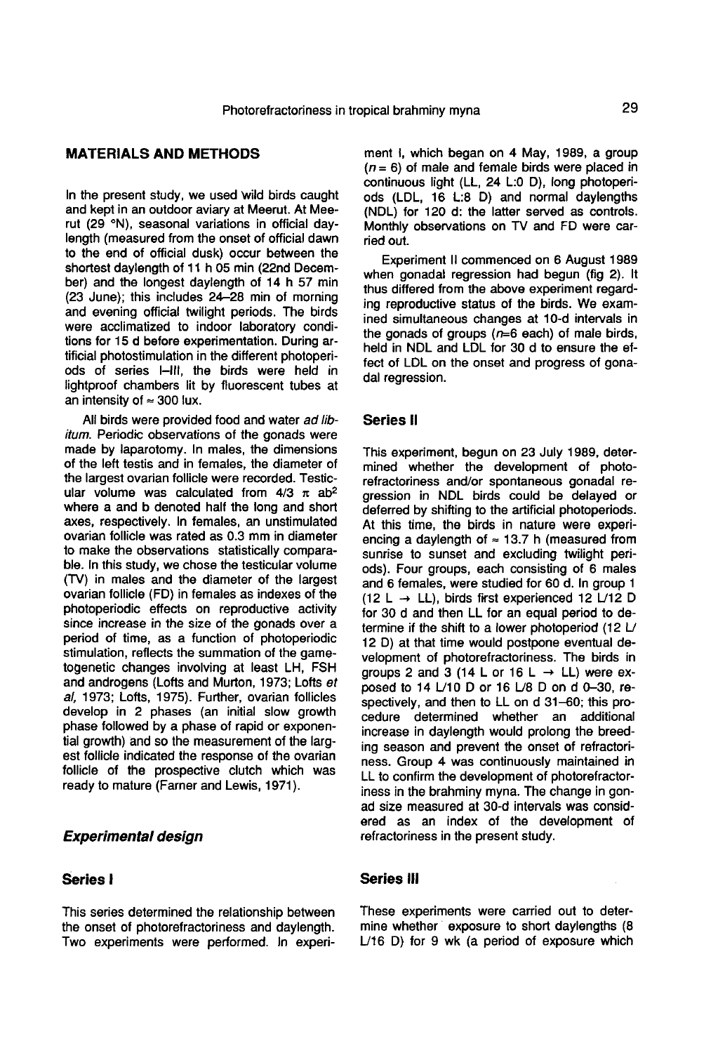## MATERIALS AND METHODS

In the present study, we used wild birds caught and kept in an outdoor aviary at Meerut. At Meerut (29 °N), seasonal variations in official daylength (measured from the onset of official dawn to the end of official dusk) occur between the shortest daylength of 11 h 05 min (22nd December) and the longest daylength of 14 h 57 min (23 June); this includes 24–28 min of morning and evening official twilight periods. The birds were acclimatized to indoor laboratory conditions for 15 d before experimentation. During artificial photostimulation in the different photoperiods of series I–III, the birds were held in lightproof chambers lit by fluorescent tubes at an intensity of ≈ 300 lux.

All birds were provided food and water *ad libitum*. Periodic observations of the gonads were made by laparotomy. In males, the dimensions of the left testis and in females, the diameter of the largest ovarian follicle were recorded. Testicular volume was calculated from $4/3\ \pi\ ab^2$ where a and b denoted half the long and short axes, respectively. In females, an unstimulated ovarian follicle was rated as 0.3 mm in diameter to make the observations statistically comparable. In this study, we chose the testicular volume (TV) in males and the diameter of the largest ovarian follicle (FD) in females as indexes of the photoperiodic effects on reproductive activity since increase in the size of the gonads over a period of time, as a function of photoperiodic stimulation, reflects the summation of the gametogenetic changes involving at least LH, FSH and androgens (Lofts and Murton, 1973; Lofts *et al*, 1973; Lofts, 1975). Further, ovarian follicles develop in 2 phases (an initial slow growth phase followed by a phase of rapid or exponential growth) and so the measurement of the largest follicle indicated the response of the ovarian follicle of the prospective clutch which was ready to mature (Farner and Lewis, 1971).

### *Experimental design*

### Series I

This series determined the relationship between the onset of photorefractoriness and daylength. Two experiments were performed. In experiment I, which began on 4 May, 1989, a group ($n = 6$) of male and female birds were placed in continuous light (LL, 24 L:0 D), long photoperiods (LDL, 16 L:8 D) and normal daylengths (NDL) for 120 d: the latter served as controls. Monthly observations on TV and FD were carried out.

Experiment II commenced on 6 August 1989 when gonadal regression had begun (fig 2). It thus differed from the above experiment regarding reproductive status of the birds. We examined simultaneous changes at 10-d intervals in the gonads of groups ($n$=6 each) of male birds, held in NDL and LDL for 30 d to ensure the effect of LDL on the onset and progress of gonadal regression.

### Series II

This experiment, begun on 23 July 1989, determined whether the development of photorefractoriness and/or spontaneous gonadal regression in NDL birds could be delayed or deferred by shifting to the artificial photoperiods. At this time, the birds in nature were experiencing a daylength of ≈ 13.7 h (measured from sunrise to sunset and excluding twilight periods). Four groups, each consisting of 6 males and 6 females, were studied for 60 d. In group 1 (12 L → LL), birds first experienced 12 L/12 D for 30 d and then LL for an equal period to determine if the shift to a lower photoperiod (12 L/12 D) at that time would postpone eventual development of photorefractoriness. The birds in groups 2 and 3 (14 L or 16 L → LL) were exposed to 14 L/10 D or 16 L/8 D on d 0–30, respectively, and then to LL on d 31–60; this procedure determined whether an additional increase in daylength would prolong the breeding season and prevent the onset of refractoriness. Group 4 was continuously maintained in LL to confirm the development of photorefractoriness in the brahminy myna. The change in gonad size measured at 30-d intervals was considered as an index of the development of refractoriness in the present study.

### Series III

These experiments were carried out to determine whether exposure to short daylengths (8 L/16 D) for 9 wk (a period of exposure which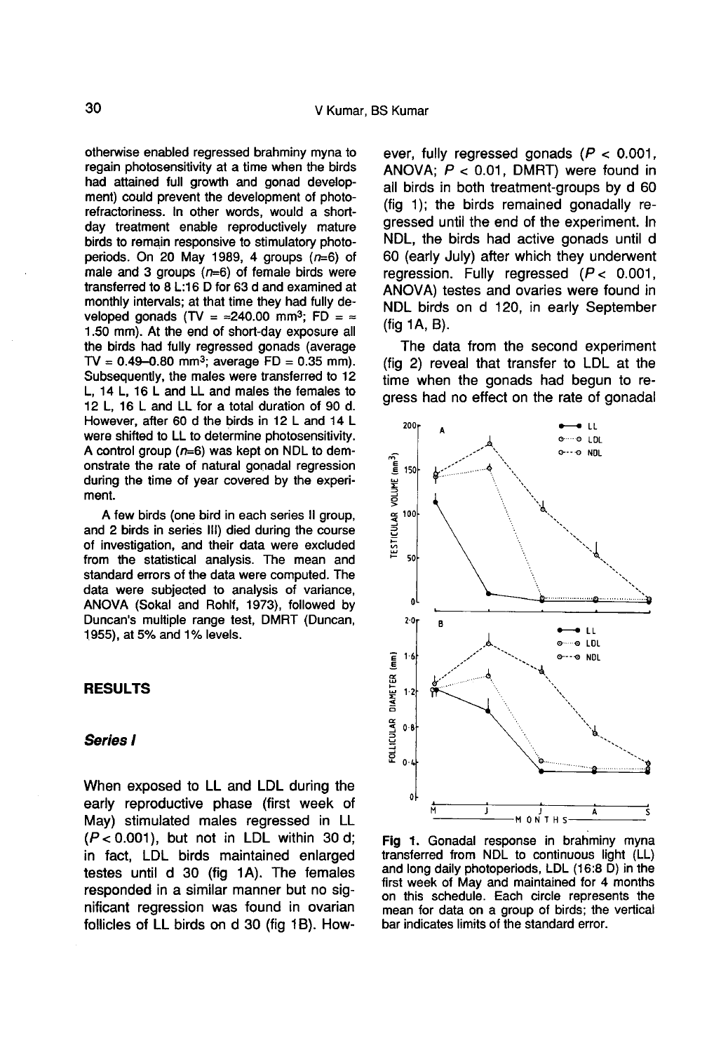otherwise enabled regressed brahminy myna to regain photosensitivity at a time when the birds had attained full growth and gonad development) could prevent the development of photorefractoriness. In other words, would a short-day treatment enable reproductively mature birds to remain responsive to stimulatory photoperiods. On 20 May 1989, 4 groups ($n$=6) of male and 3 groups ($n$=6) of female birds were transferred to 8 L:16 D for 63 d and examined at monthly intervals; at that time they had fully developed gonads (TV = ≈240.00 mm$^3$; FD = ≈ 1.50 mm). At the end of short-day exposure all the birds had fully regressed gonads (average TV = 0.49–0.80 mm$^3$; average FD = 0.35 mm). Subsequently, the males were transferred to 12 L, 14 L, 16 L and LL and males the females to 12 L, 16 L and LL for a total duration of 90 d. However, after 60 d the birds in 12 L and 14 L were shifted to LL to determine photosensitivity. A control group ($n$=6) was kept on NDL to demonstrate the rate of natural gonadal regression during the time of year covered by the experiment.

A few birds (one bird in each series II group, and 2 birds in series III) died during the course of investigation, and their data were excluded from the statistical analysis. The mean and standard errors of the data were computed. The data were subjected to analysis of variance, ANOVA (Sokal and Rohlf, 1973), followed by Duncan's multiple range test, DMRT (Duncan, 1955), at 5% and 1% levels.

## RESULTS

### *Series I*

When exposed to LL and LDL during the early reproductive phase (first week of May) stimulated males regressed in LL ($P < 0.001$), but not in LDL within 30 d; in fact, LDL birds maintained enlarged testes until d 30 (fig 1A). The females responded in a similar manner but no significant regression was found in ovarian follicles of LL birds on d 30 (fig 1B). However, fully regressed gonads ($P < 0.001$, ANOVA; $P < 0.01$, DMRT) were found in all birds in both treatment-groups by d 60 (fig 1); the birds remained gonadally regressed until the end of the experiment. In NDL, the birds had active gonads until d 60 (early July) after which they underwent regression. Fully regressed ($P < 0.001$, ANOVA) testes and ovaries were found in NDL birds on d 120, in early September (fig 1A, B).

The data from the second experiment (fig 2) reveal that transfer to LDL at the time when the gonads had begun to regress had no effect on the rate of gonadal

**Fig 1.** Gonadal response in brahminy myna transferred from NDL to continuous light (LL) and long daily photoperiods, LDL (16:8 D) in the first week of May and maintained for 4 months on this schedule. Each circle represents the mean for data on a group of birds; the vertical bar indicates limits of the standard error.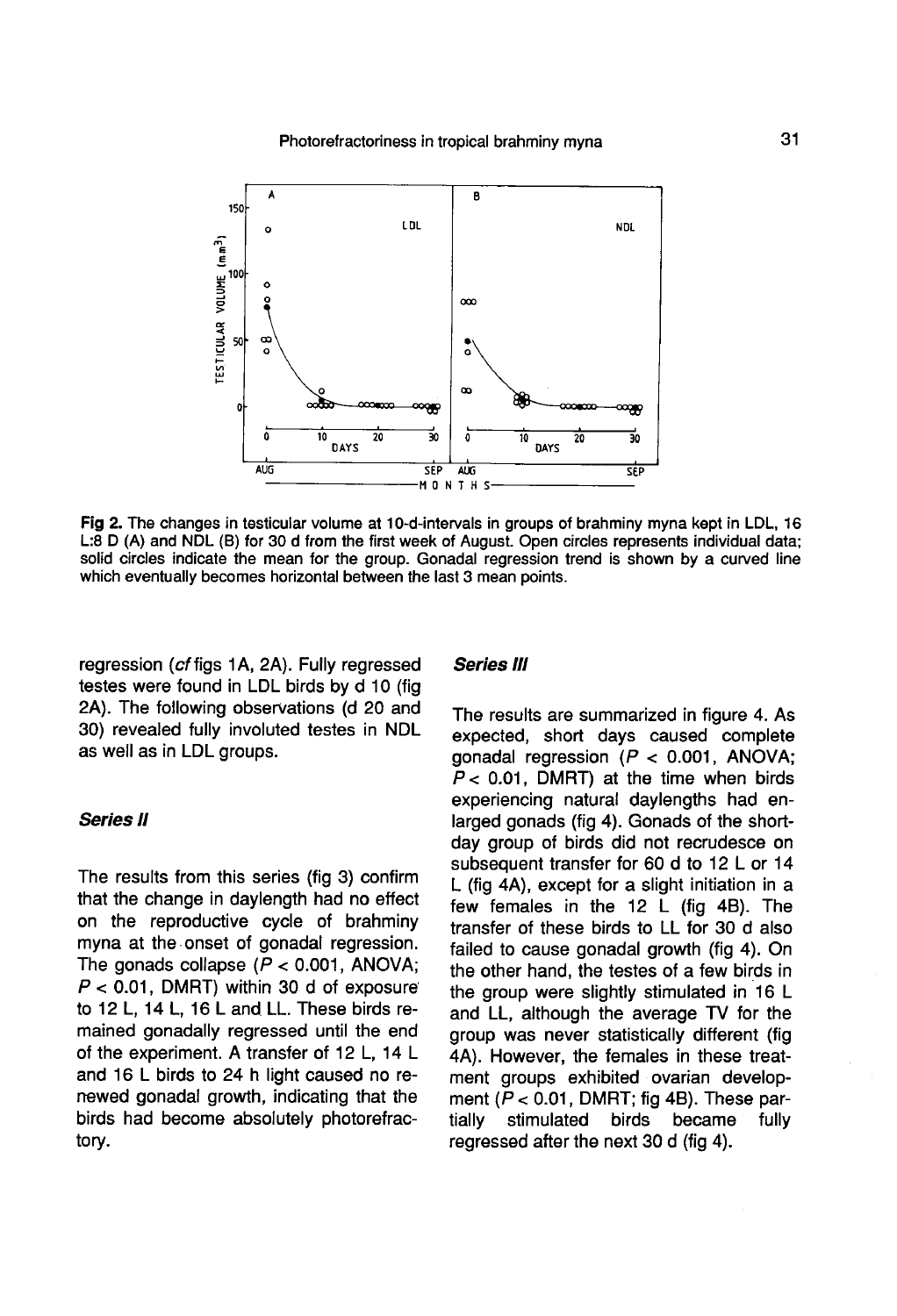**Fig 2.** The changes in testicular volume at 10-d-intervals in groups of brahminy myna kept in LDL, 16 L:8 D (A) and NDL (B) for 30 d from the first week of August. Open circles represents individual data; solid circles indicate the mean for the group. Gonadal regression trend is shown by a curved line which eventually becomes horizontal between the last 3 mean points.

regression (*cf* figs 1A, 2A). Fully regressed testes were found in LDL birds by d 10 (fig 2A). The following observations (d 20 and 30) revealed fully involuted testes in NDL as well as in LDL groups.

### *Series II*

The results from this series (fig 3) confirm that the change in daylength had no effect on the reproductive cycle of brahminy myna at the onset of gonadal regression. The gonads collapse ($P < 0.001$, ANOVA; $P < 0.01$, DMRT) within 30 d of exposure to 12 L, 14 L, 16 L and LL. These birds remained gonadally regressed until the end of the experiment. A transfer of 12 L, 14 L and 16 L birds to 24 h light caused no renewed gonadal growth, indicating that the birds had become absolutely photorefractory.

### *Series III*

The results are summarized in figure 4. As expected, short days caused complete gonadal regression ($P < 0.001$, ANOVA; $P < 0.01$, DMRT) at the time when birds experiencing natural daylengths had enlarged gonads (fig 4). Gonads of the short-day group of birds did not recrudesce on subsequent transfer for 60 d to 12 L or 14 L (fig 4A), except for a slight initiation in a few females in the 12 L (fig 4B). The transfer of these birds to LL for 30 d also failed to cause gonadal growth (fig 4). On the other hand, the testes of a few birds in the group were slightly stimulated in 16 L and LL, although the average TV for the group was never statistically different (fig 4A). However, the females in these treatment groups exhibited ovarian development ($P < 0.01$, DMRT; fig 4B). These partially stimulated birds became fully regressed after the next 30 d (fig 4).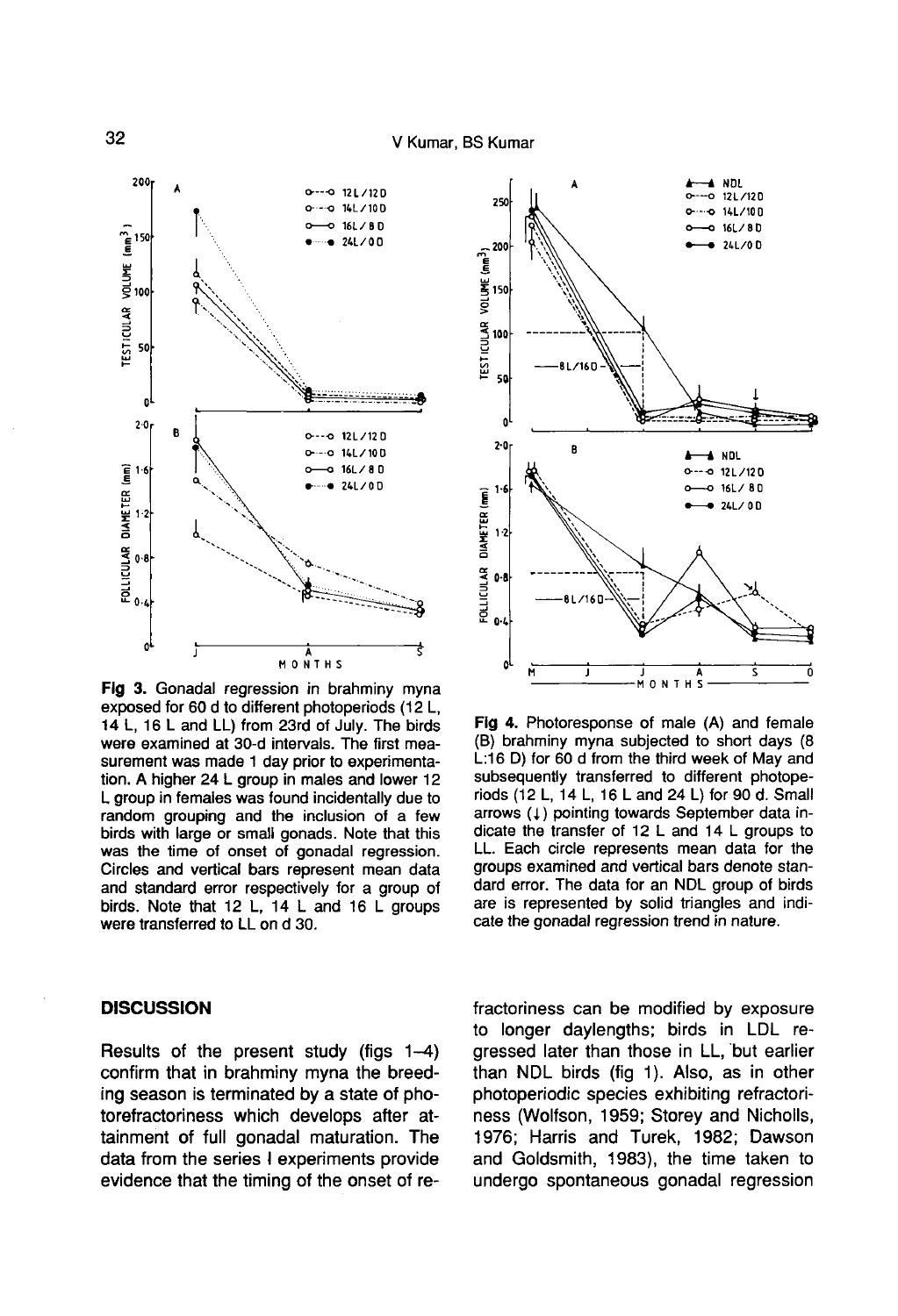**Fig 3.** Gonadal regression in brahminy myna exposed for 60 d to different photoperiods (12 L, 14 L, 16 L and LL) from 23rd of July. The birds were examined at 30-d intervals. The first measurement was made 1 day prior to experimentation. A higher 24 L group in males and lower 12 L group in females was found incidentally due to random grouping and the inclusion of a few birds with large or small gonads. Note that this was the time of onset of gonadal regression. Circles and vertical bars represent mean data and standard error respectively for a group of birds. Note that 12 L, 14 L and 16 L groups were transferred to LL on d 30.

**Fig 4.** Photoresponse of male (A) and female (B) brahminy myna subjected to short days (8 L:16 D) for 60 d from the third week of May and subsequently transferred to different photoperiods (12 L, 14 L, 16 L and 24 L) for 90 d. Small arrows (↓) pointing towards September data indicate the transfer of 12 L and 14 L groups to LL. Each circle represents mean data for the groups examined and vertical bars denote standard error. The data for an NDL group of birds are is represented by solid triangles and indicate the gonadal regression trend in nature.

## DISCUSSION

Results of the present study (figs 1–4) confirm that in brahminy myna the breeding season is terminated by a state of photorefractoriness which develops after attainment of full gonadal maturation. The data from the series I experiments provide evidence that the timing of the onset of refractoriness can be modified by exposure to longer daylengths; birds in LDL regressed later than those in LL, but earlier than NDL birds (fig 1). Also, as in other photoperiodic species exhibiting refractoriness (Wolfson, 1959; Storey and Nicholls, 1976; Harris and Turek, 1982; Dawson and Goldsmith, 1983), the time taken to undergo spontaneous gonadal regression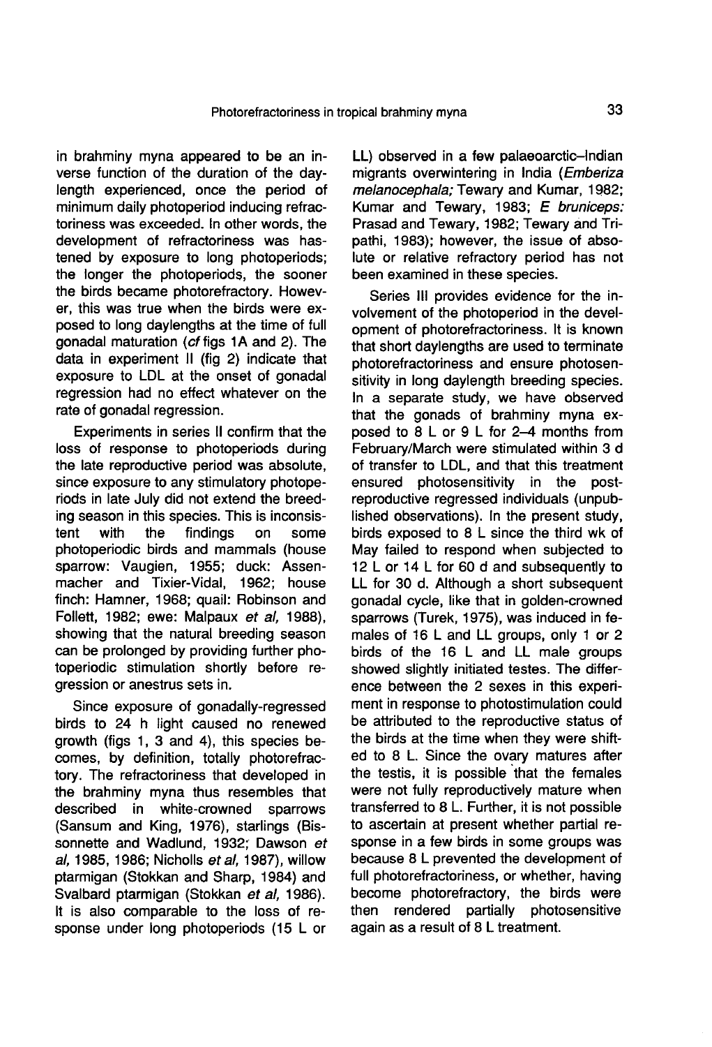in brahminy myna appeared to be an inverse function of the duration of the daylength experienced, once the period of minimum daily photoperiod inducing refractoriness was exceeded. In other words, the development of refractoriness was hastened by exposure to long photoperiods; the longer the photoperiods, the sooner the birds became photorefractory. However, this was true when the birds were exposed to long daylengths at the time of full gonadal maturation (*cf* figs 1A and 2). The data in experiment II (fig 2) indicate that exposure to LDL at the onset of gonadal regression had no effect whatever on the rate of gonadal regression.

Experiments in series II confirm that the loss of response to photoperiods during the late reproductive period was absolute, since exposure to any stimulatory photoperiods in late July did not extend the breeding season in this species. This is inconsistent with the findings on some photoperiodic birds and mammals (house sparrow: Vaugien, 1955; duck: Assenmacher and Tixier-Vidal, 1962; house finch: Hamner, 1968; quail: Robinson and Follett, 1982; ewe: Malpaux *et al*, 1988), showing that the natural breeding season can be prolonged by providing further photoperiodic stimulation shortly before regression or anestrus sets in.

Since exposure of gonadally-regressed birds to 24 h light caused no renewed growth (figs 1, 3 and 4), this species becomes, by definition, totally photorefractory. The refractoriness that developed in the brahminy myna thus resembles that described in white-crowned sparrows (Sansum and King, 1976), starlings (Bissonnette and Wadlund, 1932; Dawson *et al*, 1985, 1986; Nicholls *et al*, 1987), willow ptarmigan (Stokkan and Sharp, 1984) and Svalbard ptarmigan (Stokkan *et al*, 1986). It is also comparable to the loss of response under long photoperiods (15 L or LL) observed in a few palaeoarctic–Indian migrants overwintering in India (*Emberiza melanocephala;* Tewary and Kumar, 1982; Kumar and Tewary, 1983; *E bruniceps:* Prasad and Tewary, 1982; Tewary and Tripathi, 1983); however, the issue of absolute or relative refractory period has not been examined in these species.

Series III provides evidence for the involvement of the photoperiod in the development of photorefractoriness. It is known that short daylengths are used to terminate photorefractoriness and ensure photosensitivity in long daylength breeding species. In a separate study, we have observed that the gonads of brahminy myna exposed to 8 L or 9 L for 2–4 months from February/March were stimulated within 3 d of transfer to LDL, and that this treatment ensured photosensitivity in the post-reproductive regressed individuals (unpublished observations). In the present study, birds exposed to 8 L since the third wk of May failed to respond when subjected to 12 L or 14 L for 60 d and subsequently to LL for 30 d. Although a short subsequent gonadal cycle, like that in golden-crowned sparrows (Turek, 1975), was induced in females of 16 L and LL groups, only 1 or 2 birds of the 16 L and LL male groups showed slightly initiated testes. The difference between the 2 sexes in this experiment in response to photostimulation could be attributed to the reproductive status of the birds at the time when they were shifted to 8 L. Since the ovary matures after the testis, it is possible that the females were not fully reproductively mature when transferred to 8 L. Further, it is not possible to ascertain at present whether partial response in a few birds in some groups was because 8 L prevented the development of full photorefractoriness, or whether, having become photorefractory, the birds were then rendered partially photosensitive again as a result of 8 L treatment.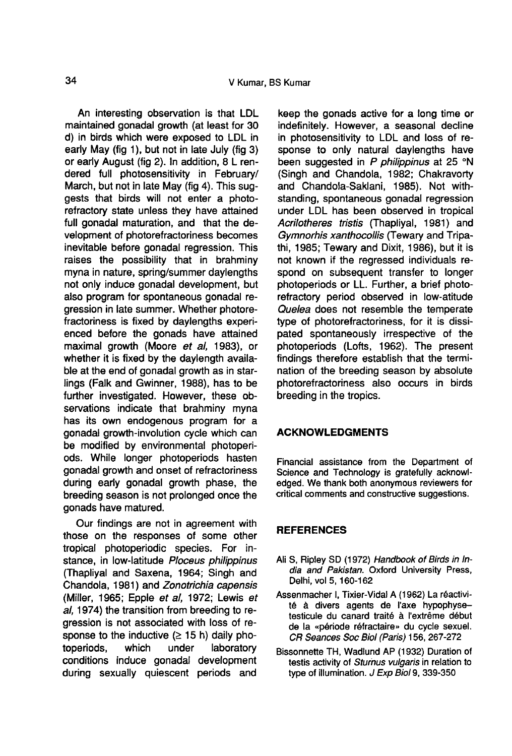An interesting observation is that LDL maintained gonadal growth (at least for 30 d) in birds which were exposed to LDL in early May (fig 1), but not in late July (fig 3) or early August (fig 2). In addition, 8 L rendered full photosensitivity in February/March, but not in late May (fig 4). This suggests that birds will not enter a photorefractory state unless they have attained full gonadal maturation, and that the development of photorefractoriness becomes inevitable before gonadal regression. This raises the possibility that in brahminy myna in nature, spring/summer daylengths not only induce gonadal development, but also program for spontaneous gonadal regression in late summer. Whether photorefractoriness is fixed by daylengths experienced before the gonads have attained maximal growth (Moore *et al*, 1983), or whether it is fixed by the daylength available at the end of gonadal growth as in starlings (Falk and Gwinner, 1988), has to be further investigated. However, these observations indicate that brahminy myna has its own endogenous program for a gonadal growth-involution cycle which can be modified by environmental photoperiods. While longer photoperiods hasten gonadal growth and onset of refractoriness during early gonadal growth phase, the breeding season is not prolonged once the gonads have matured.

Our findings are not in agreement with those on the responses of some other tropical photoperiodic species. For instance, in low-latitude *Ploceus philippinus* (Thapliyal and Saxena, 1964; Singh and Chandola, 1981) and *Zonotrichia capensis* (Miller, 1965; Epple *et al*, 1972; Lewis *et al*, 1974) the transition from breeding to regression is not associated with loss of response to the inductive ($\geq$ 15 h) daily photoperiods, which under laboratory conditions induce gonadal development during sexually quiescent periods and keep the gonads active for a long time or indefinitely. However, a seasonal decline in photosensitivity to LDL and loss of response to only natural daylengths have been suggested in *P philippinus* at 25 °N (Singh and Chandola, 1982; Chakravorty and Chandola-Saklani, 1985). Notwithstanding, spontaneous gonadal regression under LDL has been observed in tropical *Acrilotheres tristis* (Thapliyal, 1981) and *Gymnorhis xanthocollis* (Tewary and Tripathi, 1985; Tewary and Dixit, 1986), but it is not known if the regressed individuals respond on subsequent transfer to longer photoperiods or LL. Further, a brief photorefractory period observed in low-atitude *Quelea* does not resemble the temperate type of photorefractoriness, for it is dissipated spontaneously irrespective of the photoperiods (Lofts, 1962). The present findings therefore establish that the termination of the breeding season by absolute photorefractoriness also occurs in birds breeding in the tropics.

## ACKNOWLEDGMENTS

Financial assistance from the Department of Science and Technology is gratefully acknowledged. We thank both anonymous reviewers for critical comments and constructive suggestions.

## REFERENCES

Ali S, Ripley SD (1972) *Handbook of Birds in India and Pakistan*. Oxford University Press, Delhi, vol 5, 160-162

Assenmacher I, Tixier-Vidal A (1962) La réactivité à divers agents de l'axe hypophyse–testicule du canard traité à l'extrême début de la «période réfractaire» du cycle sexuel. *CR Seances Soc Biol (Paris)* 156, 267-272

Bissonnette TH, Wadlund AP (1932) Duration of testis activity of *Sturnus vulgaris* in relation to type of illumination. *J Exp Biol* 9, 339-350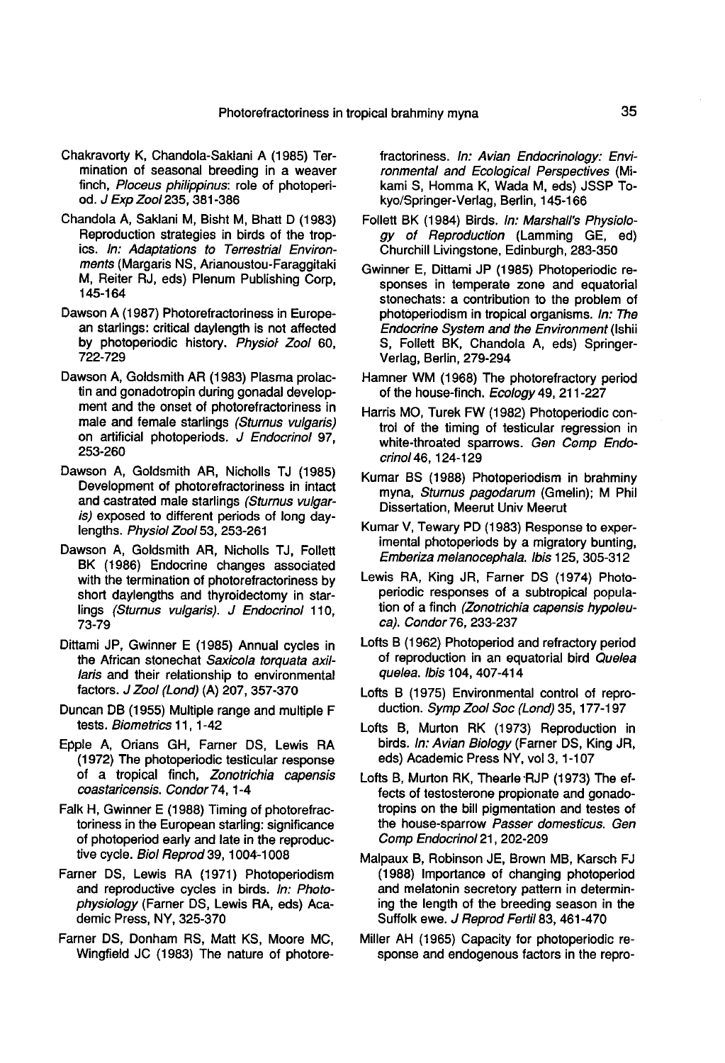Chakravorty K, Chandola-Saklani A (1985) Termination of seasonal breeding in a weaver finch, *Ploceus philippinus*: role of photoperiod. *J Exp Zool* 235, 381-386

Chandola A, Saklani M, Bisht M, Bhatt D (1983) Reproduction strategies in birds of the tropics. *In: Adaptations to Terrestrial Environments* (Margaris NS, Arianoustou-Faraggitaki M, Reiter RJ, eds) Plenum Publishing Corp, 145-164

Dawson A (1987) Photorefractoriness in European starlings: critical daylength is not affected by photoperiodic history. *Physiol Zool* 60, 722-729

Dawson A, Goldsmith AR (1983) Plasma prolactin and gonadotropin during gonadal development and the onset of photorefractoriness in male and female starlings *(Sturnus vulgaris)* on artificial photoperiods. *J Endocrinol* 97, 253-260

Dawson A, Goldsmith AR, Nicholls TJ (1985) Development of photorefractoriness in intact and castrated male starlings *(Sturnus vulgaris)* exposed to different periods of long daylengths. *Physiol Zool* 53, 253-261

Dawson A, Goldsmith AR, Nicholls TJ, Follett BK (1986) Endocrine changes associated with the termination of photorefractoriness by short daylengths and thyroidectomy in starlings *(Sturnus vulgaris)*. *J Endocrinol* 110, 73-79

Dittami JP, Gwinner E (1985) Annual cycles in the African stonechat *Saxicola torquata axillaris* and their relationship to environmental factors. *J Zool (Lond)* (A) 207, 357-370

Duncan DB (1955) Multiple range and multiple F tests. *Biometrics* 11, 1-42

Epple A, Orians GH, Farner DS, Lewis RA (1972) The photoperiodic testicular response of a tropical finch, *Zonotrichia capensis coastaricensis*. *Condor* 74, 1-4

Falk H, Gwinner E (1988) Timing of photorefractoriness in the European starling: significance of photoperiod early and late in the reproductive cycle. *Biol Reprod* 39, 1004-1008

Farner DS, Lewis RA (1971) Photoperiodism and reproductive cycles in birds. *In: Photophysiology* (Farner DS, Lewis RA, eds) Academic Press, NY, 325-370

Farner DS, Donham RS, Matt KS, Moore MC, Wingfield JC (1983) The nature of photorefractoriness. *In: Avian Endocrinology: Environmental and Ecological Perspectives* (Mikami S, Homma K, Wada M, eds) JSSP Tokyo/Springer-Verlag, Berlin, 145-166

Follett BK (1984) Birds. *In: Marshall's Physiology of Reproduction* (Lamming GE, ed) Churchill Livingstone, Edinburgh, 283-350

Gwinner E, Dittami JP (1985) Photoperiodic responses in temperate zone and equatorial stonechats: a contribution to the problem of photoperiodism in tropical organisms. *In: The Endocrine System and the Environment* (Ishii S, Follett BK, Chandola A, eds) Springer-Verlag, Berlin, 279-294

Hamner WM (1968) The photorefractory period of the house-finch. *Ecology* 49, 211-227

Harris MO, Turek FW (1982) Photoperiodic control of the timing of testicular regression in white-throated sparrows. *Gen Comp Endocrinol* 46, 124-129

Kumar BS (1988) Photoperiodism in brahminy myna, *Sturnus pagodarum* (Gmelin); M Phil Dissertation, Meerut Univ Meerut

Kumar V, Tewary PD (1983) Response to experimental photoperiods by a migratory bunting, *Emberiza melanocephala*. *Ibis* 125, 305-312

Lewis RA, King JR, Farner DS (1974) Photoperiodic responses of a subtropical population of a finch *(Zonotrichia capensis hypoleuca)*. *Condor* 76, 233-237

Lofts B (1962) Photoperiod and refractory period of reproduction in an equatorial bird *Quelea quelea*. *Ibis* 104, 407-414

Lofts B (1975) Environmental control of reproduction. *Symp Zool Soc (Lond)* 35, 177-197

Lofts B, Murton RK (1973) Reproduction in birds. *In: Avian Biology* (Farner DS, King JR, eds) Academic Press NY, vol 3, 1-107

Lofts B, Murton RK, Thearle RJP (1973) The effects of testosterone propionate and gonadotropins on the bill pigmentation and testes of the house-sparrow *Passer domesticus*. *Gen Comp Endocrinol* 21, 202-209

Malpaux B, Robinson JE, Brown MB, Karsch FJ (1988) Importance of changing photoperiod and melatonin secretory pattern in determining the length of the breeding season in the Suffolk ewe. *J Reprod Fertil* 83, 461-470

Miller AH (1965) Capacity for photoperiodic response and endogenous factors in the repro-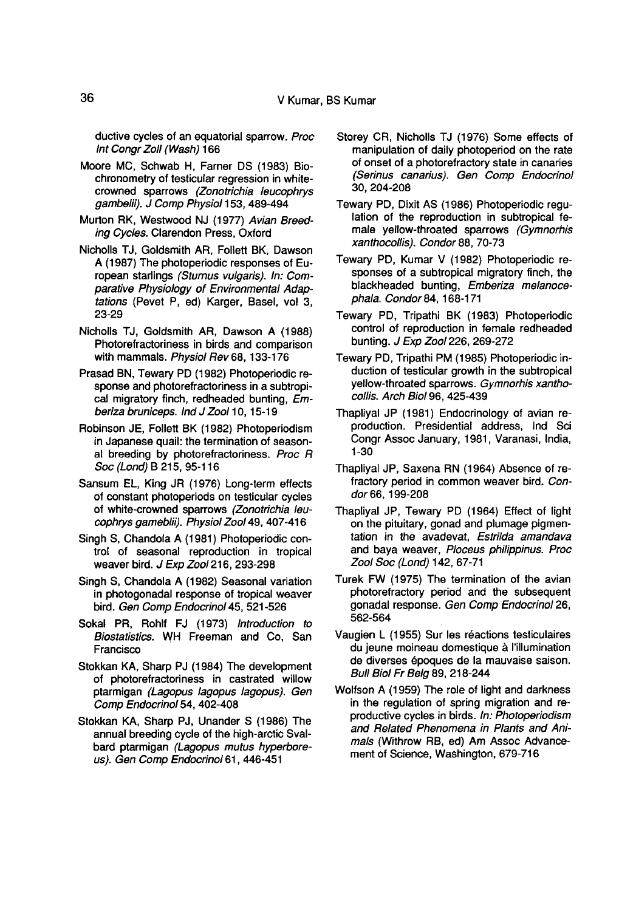ductive cycles of an equatorial sparrow. *Proc Int Congr Zoll (Wash)* 166

Moore MC, Schwab H, Farner DS (1983) Biochronometry of testicular regression in white-crowned sparrows *(Zonotrichia leucophrys gambelii)*. *J Comp Physiol* 153, 489-494

Murton RK, Westwood NJ (1977) *Avian Breeding Cycles.* Clarendon Press, Oxford

Nicholls TJ, Goldsmith AR, Follett BK, Dawson A (1987) The photoperiodic responses of European starlings *(Sturnus vulgaris)*. *In: Comparative Physiology of Environmental Adaptations* (Pevet P, ed) Karger, Basel, vol 3, 23-29

Nicholls TJ, Goldsmith AR, Dawson A (1988) Photorefractoriness in birds and comparison with mammals. *Physiol Rev* 68, 133-176

Prasad BN, Tewary PD (1982) Photoperiodic response and photorefractoriness in a subtropical migratory finch, redheaded bunting, *Emberiza bruniceps*. *Ind J Zool* 10, 15-19

Robinson JE, Follett BK (1982) Photoperiodism in Japanese quail: the termination of seasonal breeding by photorefractoriness. *Proc R Soc (Lond)* B 215, 95-116

Sansum EL, King JR (1976) Long-term effects of constant photoperiods on testicular cycles of white-crowned sparrows *(Zonotrichia leucophrys gameblii)*. *Physiol Zool* 49, 407-416

Singh S, Chandola A (1981) Photoperiodic control of seasonal reproduction in tropical weaver bird. *J Exp Zool* 216, 293-298

Singh S, Chandola A (1982) Seasonal variation in photogonadal response of tropical weaver bird. *Gen Comp Endocrinol* 45, 521-526

Sokal PR, Rohlf FJ (1973) *Introduction to Biostatistics.* WH Freeman and Co, San Francisco

Stokkan KA, Sharp PJ (1984) The development of photorefractoriness in castrated willow ptarmigan *(Lagopus lagopus lagopus)*. *Gen Comp Endocrinol* 54, 402-408

Stokkan KA, Sharp PJ, Unander S (1986) The annual breeding cycle of the high-arctic Svalbard ptarmigan *(Lagopus mutus hyperboreus)*. *Gen Comp Endocrinol* 61, 446-451

Storey CR, Nicholls TJ (1976) Some effects of manipulation of daily photoperiod on the rate of onset of a photorefractory state in canaries *(Serinus canarius)*. *Gen Comp Endocrinol* 30, 204-208

Tewary PD, Dixit AS (1986) Photoperiodic regulation of the reproduction in subtropical female yellow-throated sparrows *(Gymnorhis xanthocollis)*. *Condor* 88, 70-73

Tewary PD, Kumar V (1982) Photoperiodic responses of a subtropical migratory finch, the blackheaded bunting, *Emberiza melanocephala*. *Condor* 84, 168-171

Tewary PD, Tripathi BK (1983) Photoperiodic control of reproduction in female redheaded bunting. *J Exp Zool* 226, 269-272

Tewary PD, Tripathi PM (1985) Photoperiodic induction of testicular growth in the subtropical yellow-throated sparrows. *Gymnorhis xanthocollis*. *Arch Biol* 96, 425-439

Thapliyal JP (1981) Endocrinology of avian reproduction. Presidential address, Ind Sci Congr Assoc January, 1981, Varanasi, India, 1-30

Thapliyal JP, Saxena RN (1964) Absence of refractory period in common weaver bird. *Condor* 66, 199-208

Thapliyal JP, Tewary PD (1964) Effect of light on the pituitary, gonad and plumage pigmentation in the avadevat, *Estrilda amandava* and baya weaver, *Ploceus philippinus*. *Proc Zool Soc (Lond)* 142, 67-71

Turek FW (1975) The termination of the avian photorefractory period and the subsequent gonadal response. *Gen Comp Endocrinol* 26, 562-564

Vaugien L (1955) Sur les réactions testiculaires du jeune moineau domestique à l'illumination de diverses époques de la mauvaise saison. *Bull Biol Fr Belg* 89, 218-244

Wolfson A (1959) The role of light and darkness in the regulation of spring migration and reproductive cycles in birds. *In: Photoperiodism and Related Phenomena in Plants and Animals* (Withrow RB, ed) Am Assoc Advancement of Science, Washington, 679-716